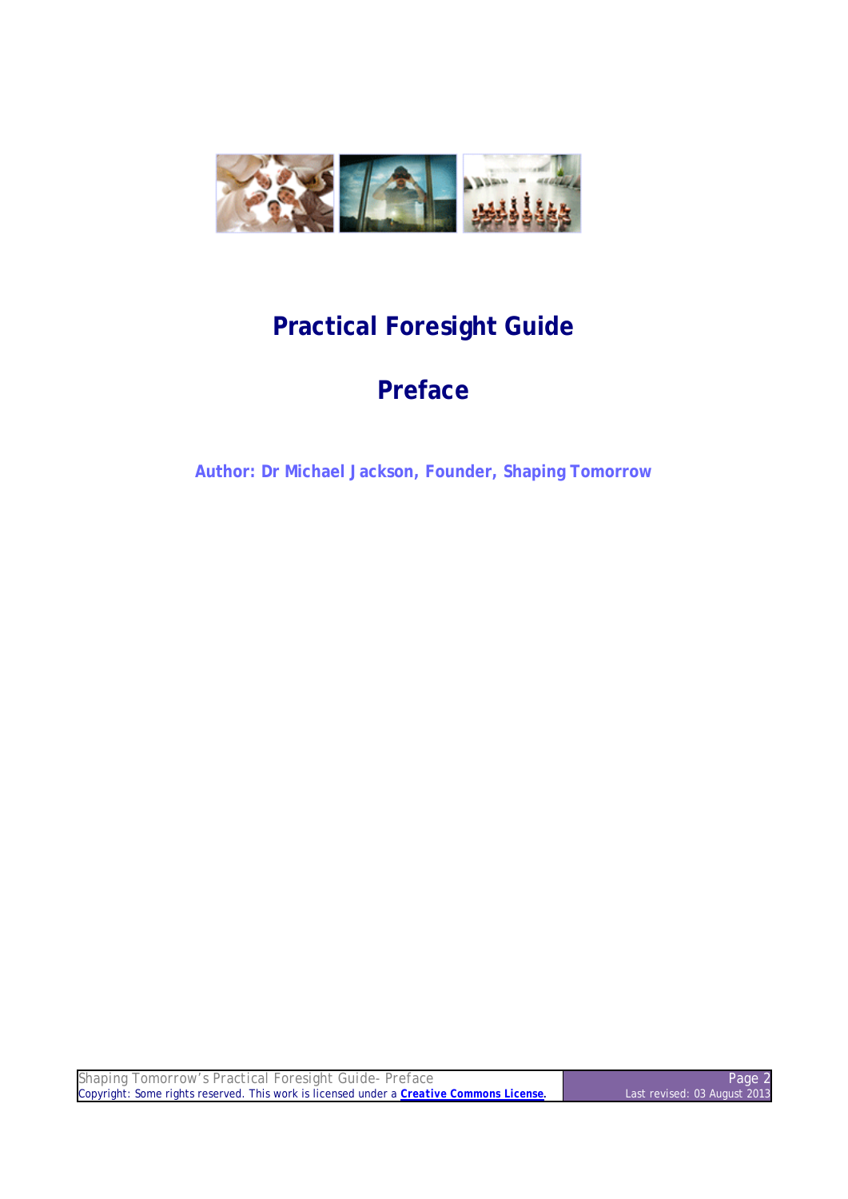# Practical Foresight Guide

## Preface

**Author: Dr Michael Jackson, Founder, Shaping Tomorrow**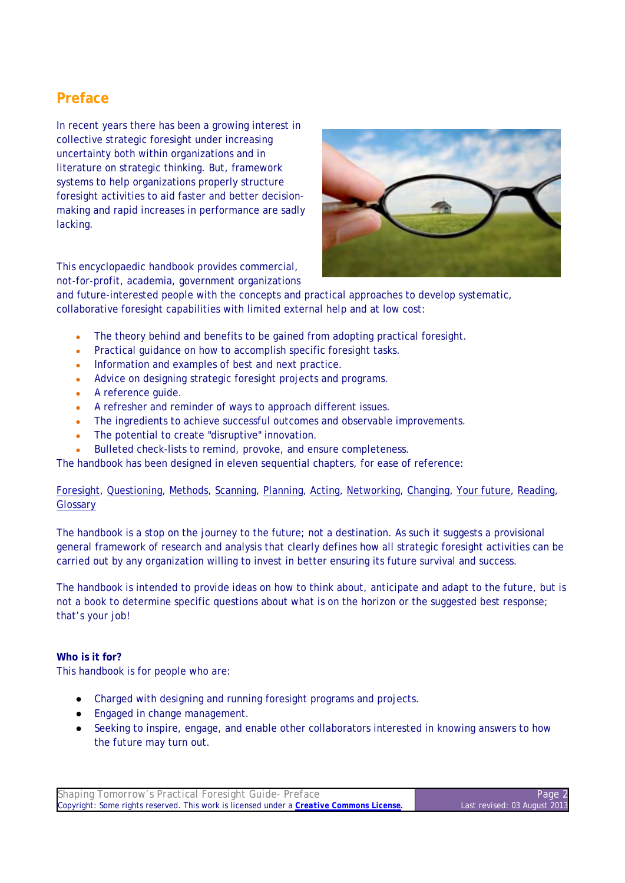## Preface

In recent years there has been a growing interest in collective strategic foresight under increasing uncertainty both within organizations and in literature on strategic thinking. But, framework systems to help organizations properly structure foresight activities to aid faster and better decision-making and rapid increases in performance are sadly lacking.

This encyclopaedic handbook provides commercial, not-for-profit, academia, government organizations and future-interested people with the concepts and practical approaches to develop systematic, collaborative foresight capabilities with limited external help and at low cost:

- The theory behind and benefits to be gained from adopting practical foresight.
- Practical guidance on how to accomplish specific foresight tasks.
- Information and examples of best and next practice.
- Advice on designing strategic foresight projects and programs.
- A reference guide.
- A refresher and reminder of ways to approach different issues.
- The ingredients to achieve successful outcomes and observable improvements.
- The potential to create "disruptive" innovation.
- Bulleted check-lists to remind, provoke, and ensure completeness.

The handbook has been designed in eleven sequential chapters, for ease of reference:

Foresight, Questioning, Methods, Scanning, Planning, Acting, Networking, Changing, Your future, Reading, Glossary

The handbook is a stop on the journey to the future; not a destination. As such it suggests a provisional general framework of research and analysis that clearly defines how all strategic foresight activities can be carried out by any organization willing to invest in better ensuring its future survival and success.

The handbook is intended to provide ideas on how to think about, anticipate and adapt to the future, but is not a book to determine specific questions about what is on the horizon or the suggested best response; that's your job!

**Who is it for?**

This handbook is for people who are:

- Charged with designing and running foresight programs and projects.
- Engaged in change management.
- Seeking to inspire, engage, and enable other collaborators interested in knowing answers to how the future may turn out.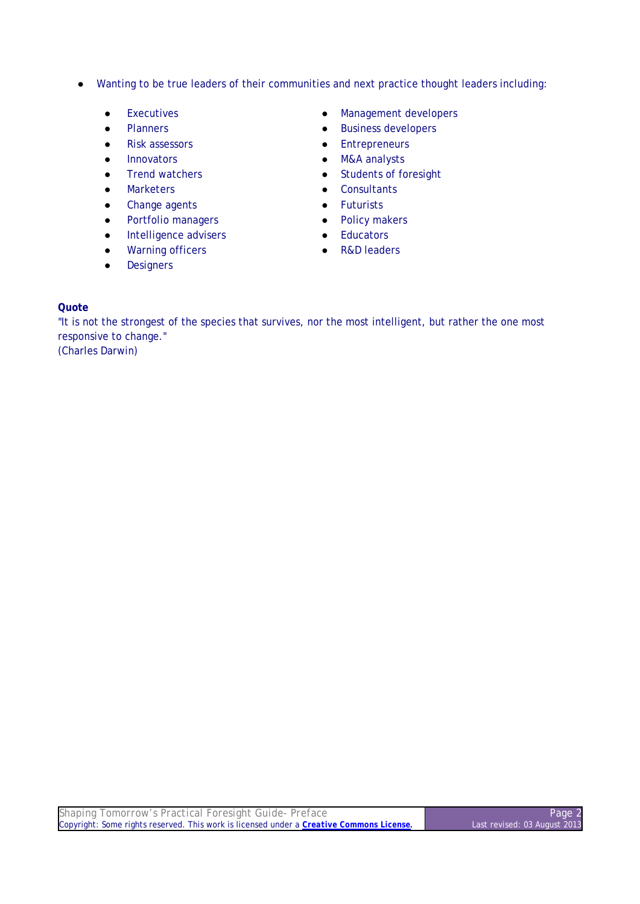- Wanting to be true leaders of their communities and next practice thought leaders including:
    - Executives
    - Planners
    - Risk assessors
    - Innovators
    - Trend watchers
    - Marketers
    - Change agents
    - Portfolio managers
    - Intelligence advisers
    - Warning officers
    - Designers
    - Management developers
    - Business developers
    - Entrepreneurs
    - M&A analysts
    - Students of foresight
    - Consultants
    - Futurists
    - Policy makers
    - Educators
    - R&D leaders

**Quote**

"It is not the strongest of the species that survives, nor the most intelligent, but rather the one most responsive to change."
(Charles Darwin)